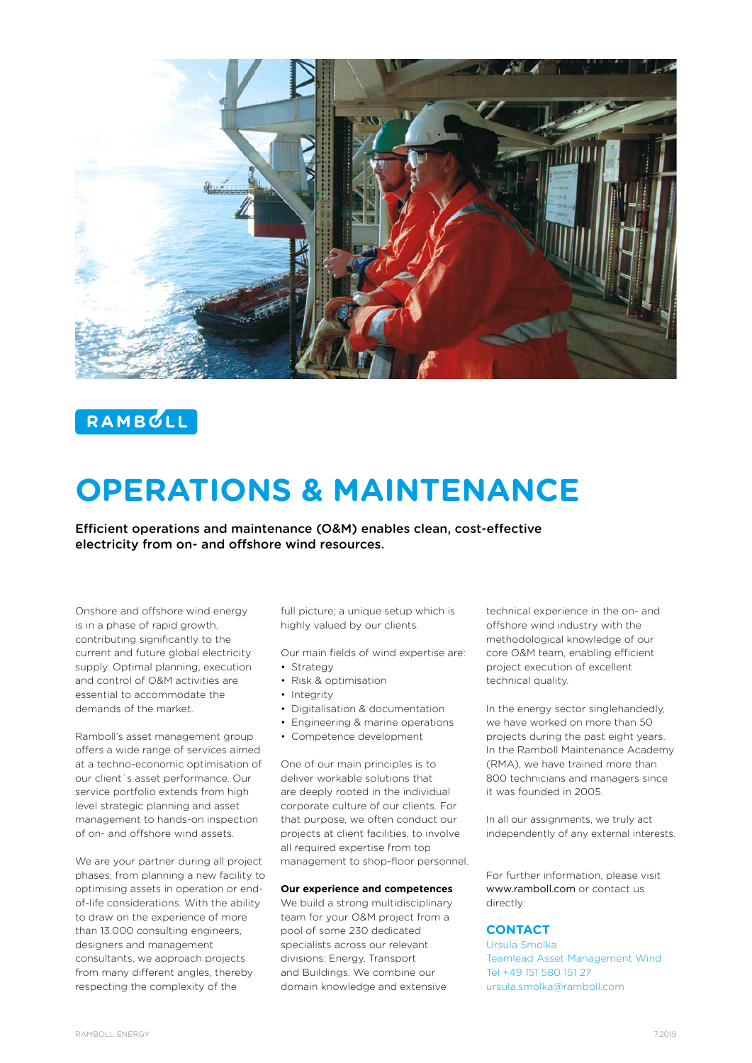RAMBØLL

# OPERATIONS & MAINTENANCE

**Efficient operations and maintenance (O&M) enables clean, cost-effective electricity from on- and offshore wind resources.**

Onshore and offshore wind energy is in a phase of rapid growth, contributing significantly to the current and future global electricity supply. Optimal planning, execution and control of O&M activities are essential to accommodate the demands of the market.

Ramboll's asset management group offers a wide range of services aimed at a techno-economic optimisation of our client´s asset performance. Our service portfolio extends from high level strategic planning and asset management to hands-on inspection of on- and offshore wind assets.

We are your partner during all project phases; from planning a new facility to optimising assets in operation or end-of-life considerations. With the ability to draw on the experience of more than 13.000 consulting engineers, designers and management consultants, we approach projects from many different angles, thereby respecting the complexity of the full picture; a unique setup which is highly valued by our clients.

Our main fields of wind expertise are:

- Strategy
- Risk & optimisation
- Integrity
- Digitalisation & documentation
- Engineering & marine operations
- Competence development

One of our main principles is to deliver workable solutions that are deeply rooted in the individual corporate culture of our clients. For that purpose, we often conduct our projects at client facilities, to involve all required expertise from top management to shop-floor personnel.

**Our experience and competences**

We build a strong multidisciplinary team for your O&M project from a pool of some 230 dedicated specialists across our relevant divisions: Energy, Transport and Buildings. We combine our domain knowledge and extensive technical experience in the on- and offshore wind industry with the methodological knowledge of our core O&M team, enabling efficient project execution of excellent technical quality.

In the energy sector singlehandedly, we have worked on more than 50 projects during the past eight years. In the Ramboll Maintenance Academy (RMA), we have trained more than 800 technicians and managers since it was founded in 2005.

In all our assignments, we truly act independently of any external interests.

For further information, please visit www.ramboll.com or contact us directly:

## CONTACT

Ursula Smolka
Teamlead Asset Management Wind
Tel +49 151 580 151 27
ursula.smolka@ramboll.com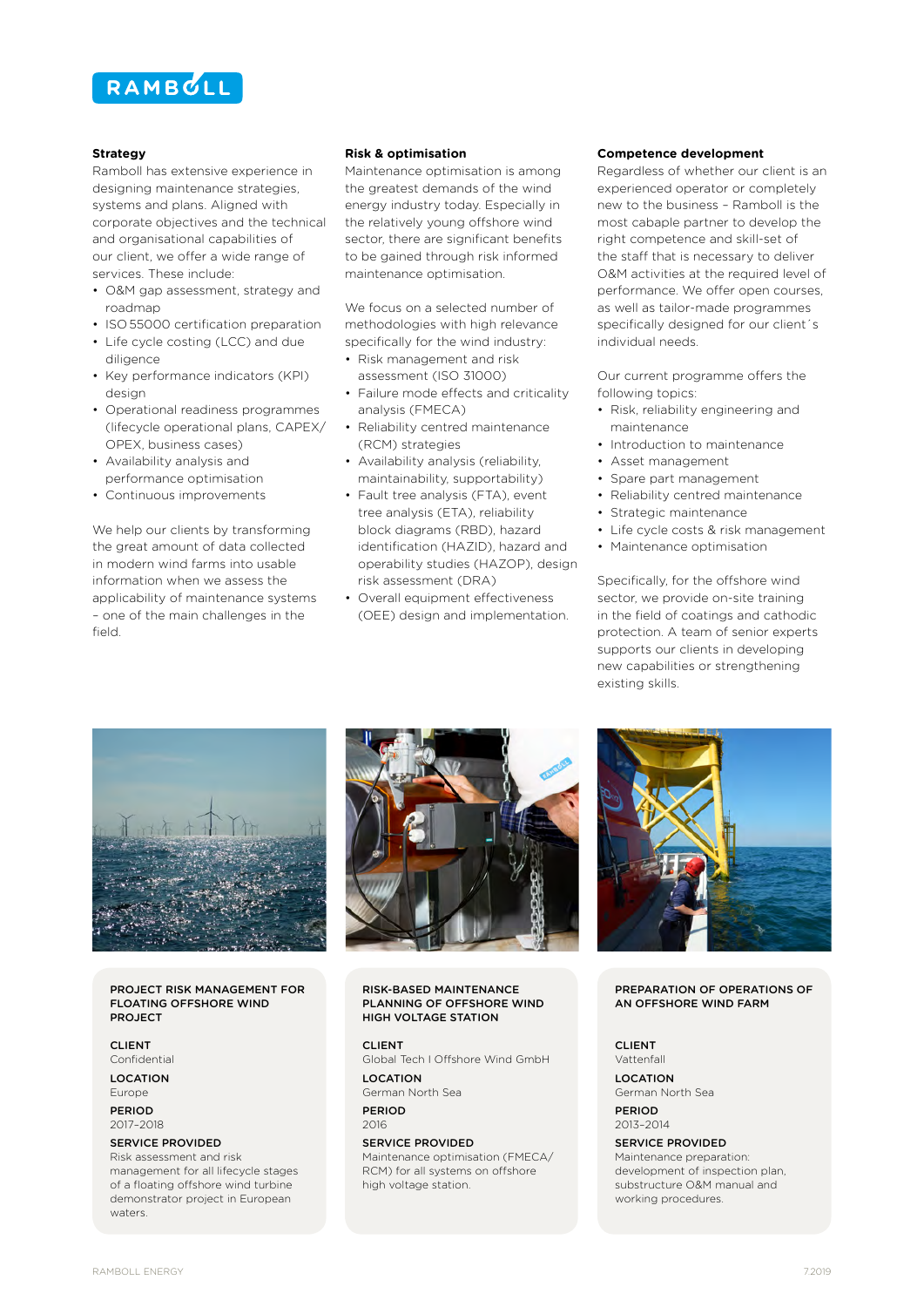RAMBOLL

### Strategy

Ramboll has extensive experience in designing maintenance strategies, systems and plans. Aligned with corporate objectives and the technical and organisational capabilities of our client, we offer a wide range of services. These include:

- O&M gap assessment, strategy and roadmap
- ISO 55000 certification preparation
- Life cycle costing (LCC) and due diligence
- Key performance indicators (KPI) design
- Operational readiness programmes (lifecycle operational plans, CAPEX/OPEX, business cases)
- Availability analysis and performance optimisation
- Continuous improvements

We help our clients by transforming the great amount of data collected in modern wind farms into usable information when we assess the applicability of maintenance systems – one of the main challenges in the field.

### Risk & optimisation

Maintenance optimisation is among the greatest demands of the wind energy industry today. Especially in the relatively young offshore wind sector, there are significant benefits to be gained through risk informed maintenance optimisation.

We focus on a selected number of methodologies with high relevance specifically for the wind industry:

- Risk management and risk assessment (ISO 31000)
- Failure mode effects and criticality analysis (FMECA)
- Reliability centred maintenance (RCM) strategies
- Availability analysis (reliability, maintainability, supportability)
- Fault tree analysis (FTA), event tree analysis (ETA), reliability block diagrams (RBD), hazard identification (HAZID), hazard and operability studies (HAZOP), design risk assessment (DRA)
- Overall equipment effectiveness (OEE) design and implementation.

### Competence development

Regardless of whether our client is an experienced operator or completely new to the business – Ramboll is the most cabaple partner to develop the right competence and skill-set of the staff that is necessary to deliver O&M activities at the required level of performance. We offer open courses, as well as tailor-made programmes specifically designed for our client´s individual needs.

Our current programme offers the following topics:

- Risk, reliability engineering and maintenance
- Introduction to maintenance
- Asset management
- Spare part management
- Reliability centred maintenance
- Strategic maintenance
- Life cycle costs & risk management
- Maintenance optimisation

Specifically, for the offshore wind sector, we provide on-site training in the field of coatings and cathodic protection. A team of senior experts supports our clients in developing new capabilities or strengthening existing skills.

**PROJECT RISK MANAGEMENT FOR FLOATING OFFSHORE WIND PROJECT**

**CLIENT**
Confidential

**LOCATION**
Europe

**PERIOD**
2017–2018

**SERVICE PROVIDED**
Risk assessment and risk management for all lifecycle stages of a floating offshore wind turbine demonstrator project in European waters.

**RISK-BASED MAINTENANCE PLANNING OF OFFSHORE WIND HIGH VOLTAGE STATION**

**CLIENT**
Global Tech I Offshore Wind GmbH

**LOCATION**
German North Sea

**PERIOD**
2016

**SERVICE PROVIDED**
Maintenance optimisation (FMECA/RCM) for all systems on offshore high voltage station.

**PREPARATION OF OPERATIONS OF AN OFFSHORE WIND FARM**

**CLIENT**
Vattenfall

**LOCATION**
German North Sea

**PERIOD**
2013–2014

**SERVICE PROVIDED**
Maintenance preparation: development of inspection plan, substructure O&M manual and working procedures.

RAMBOLL ENERGY

7.2019